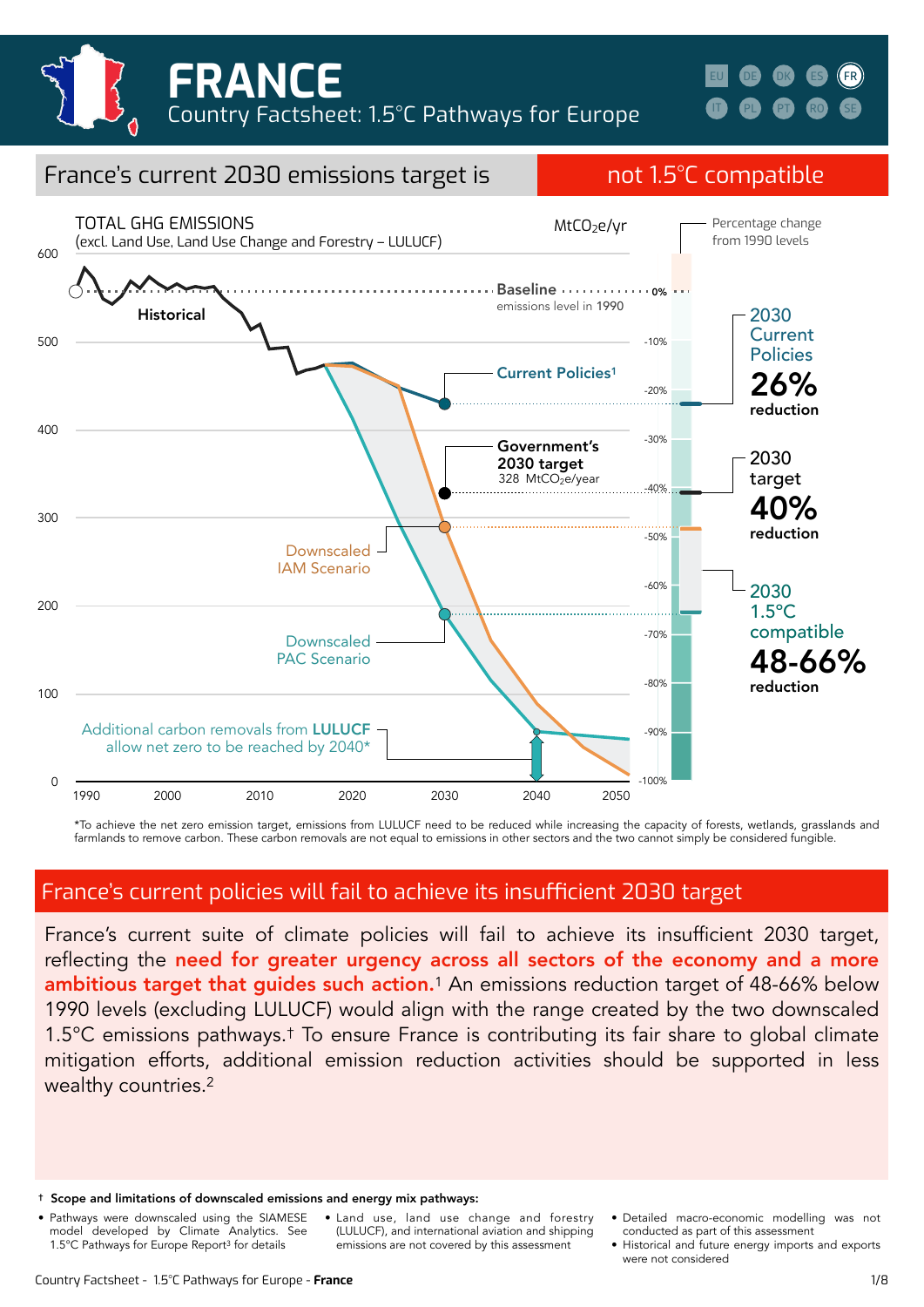# FRANCE

Country Factsheet: 1.5°C Pathways for Europe

EU DE DK ES FR IT PL PT RO SE

## France's current 2030 emissions target is not 1.5°C compatible

TOTAL GHG EMISSIONS
(excl. Land Use, Land Use Change and Forestry – LULUCF)

$MtCO_2e/yr$

Percentage change from 1990 levels

Baseline emissions level in 1990

Historical

Current Policies[1]

Government's 2030 target 328 $MtCO_2e/year$

Downscaled IAM Scenario

Downscaled PAC Scenario

Additional carbon removals from **LULUCF** allow net zero to be reached by 2040*

2030 Current Policies **26%** reduction

2030 target **40%** reduction

2030 1.5°C compatible **48-66%** reduction

*To achieve the net zero emission target, emissions from LULUCF need to be reduced while increasing the capacity of forests, wetlands, grasslands and farmlands to remove carbon. These carbon removals are not equal to emissions in other sectors and the two cannot simply be considered fungible.

## France's current policies will fail to achieve its insufficient 2030 target

France's current suite of climate policies will fail to achieve its insufficient 2030 target, reflecting the **need for greater urgency across all sectors of the economy and a more ambitious target that guides such action.**[1] An emissions reduction target of 48-66% below 1990 levels (excluding LULUCF) would align with the range created by the two downscaled 1.5°C emissions pathways.[†] To ensure France is contributing its fair share to global climate mitigation efforts, additional emission reduction activities should be supported in less wealthy countries.[2]

† **Scope and limitations of downscaled emissions and energy mix pathways:**

- Pathways were downscaled using the SIAMESE model developed by Climate Analytics. See 1.5°C Pathways for Europe Report[3] for details
- Land use, land use change and forestry (LULUCF), and international aviation and shipping emissions are not covered by this assessment
- Detailed macro-economic modelling was not conducted as part of this assessment
- Historical and future energy imports and exports were not considered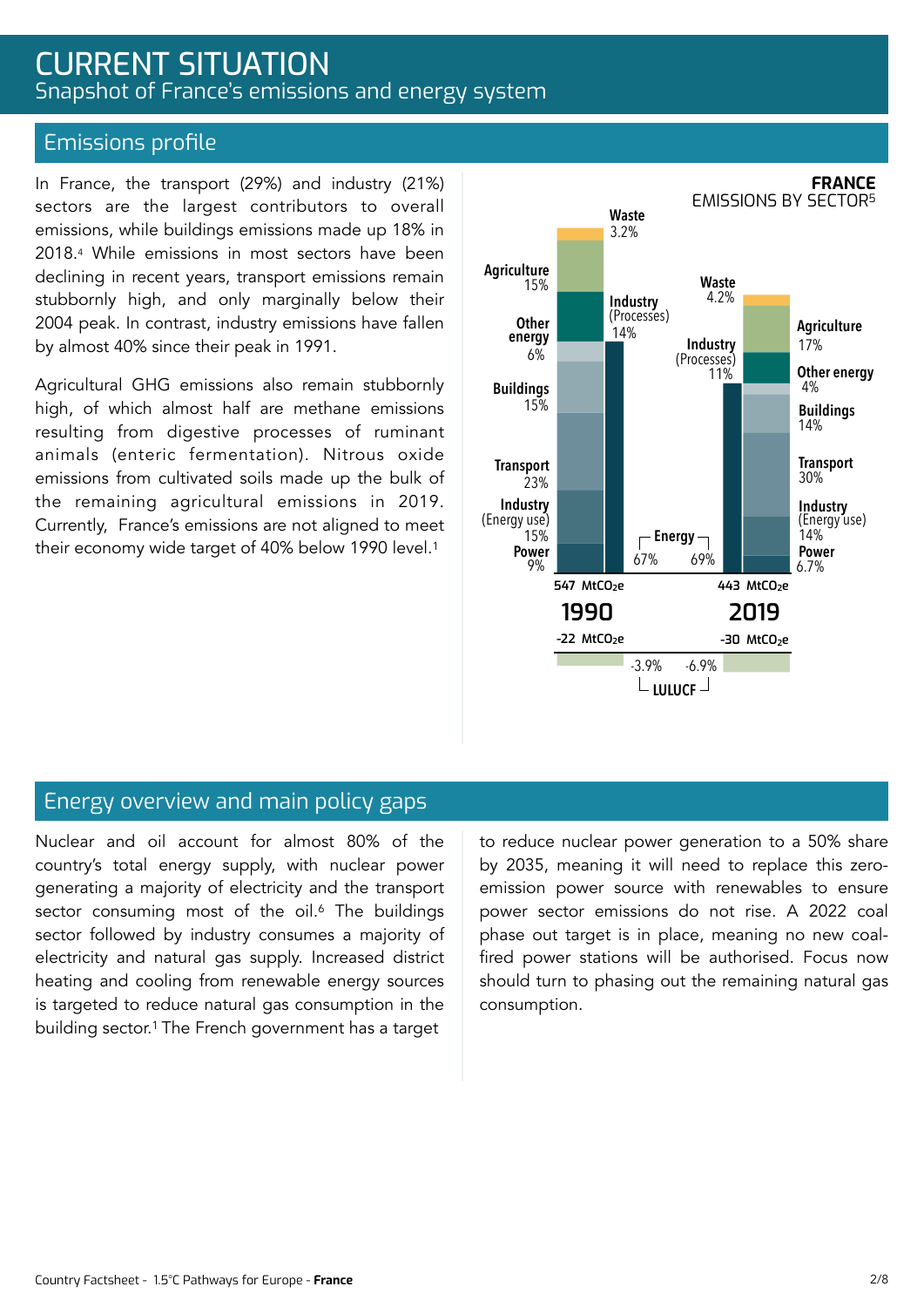# CURRENT SITUATION

Snapshot of France's emissions and energy system

## Emissions profile

In France, the transport (29%) and industry (21%) sectors are the largest contributors to overall emissions, while buildings emissions made up 18% in 2018.[4] While emissions in most sectors have been declining in recent years, transport emissions remain stubbornly high, and only marginally below their 2004 peak. In contrast, industry emissions have fallen by almost 40% since their peak in 1991.

Agricultural GHG emissions also remain stubbornly high, of which almost half are methane emissions resulting from digestive processes of ruminant animals (enteric fermentation). Nitrous oxide emissions from cultivated soils made up the bulk of the remaining agricultural emissions in 2019. Currently, France's emissions are not aligned to meet their economy wide target of 40% below 1990 level.[1]

**FRANCE**
EMISSIONS BY SECTOR[5]

| Sector | 1990 | 2019 |
|---|---|---|
| Waste | 3.2% | 4.2% |
| Agriculture | 15% | 17% |
| Industry (Processes) | 14% | 11% |
| Other energy | 6% | 4% |
| Buildings | 15% | 14% |
| Transport | 23% | 30% |
| Industry (Energy use) | 15% | 14% |
| Power | 9% | 6.7% |
| Energy (total) | 67% | 69% |
| Total | 547 $MtCO_2e$ | 443 $MtCO_2e$ |
| LULUCF | -22 $MtCO_2e$ (-3.9%) | -30 $MtCO_2e$ (-6.9%) |

## Energy overview and main policy gaps

Nuclear and oil account for almost 80% of the country's total energy supply, with nuclear power generating a majority of electricity and the transport sector consuming most of the oil.[6] The buildings sector followed by industry consumes a majority of electricity and natural gas supply. Increased district heating and cooling from renewable energy sources is targeted to reduce natural gas consumption in the building sector.[1] The French government has a target to reduce nuclear power generation to a 50% share by 2035, meaning it will need to replace this zero-emission power source with renewables to ensure power sector emissions do not rise. A 2022 coal phase out target is in place, meaning no new coal-fired power stations will be authorised. Focus now should turn to phasing out the remaining natural gas consumption.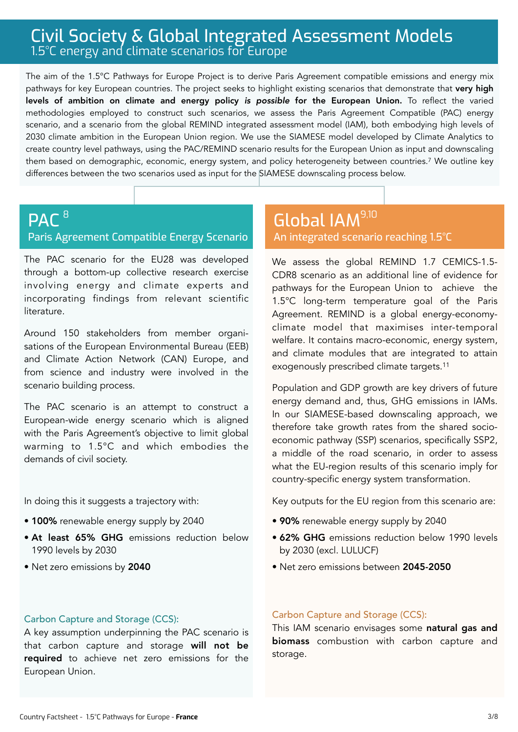# Civil Society & Global Integrated Assessment Models

## 1.5°C energy and climate scenarios for Europe

The aim of the 1.5°C Pathways for Europe Project is to derive Paris Agreement compatible emissions and energy mix pathways for key European countries. The project seeks to highlight existing scenarios that demonstrate that **very high levels of ambition on climate and energy policy *is possible* for the European Union.** To reflect the varied methodologies employed to construct such scenarios, we assess the Paris Agreement Compatible (PAC) energy scenario, and a scenario from the global REMIND integrated assessment model (IAM), both embodying high levels of 2030 climate ambition in the European Union region. We use the SIAMESE model developed by Climate Analytics to create country level pathways, using the PAC/REMIND scenario results for the European Union as input and downscaling them based on demographic, economic, energy system, and policy heterogeneity between countries.[7] We outline key differences between the two scenarios used as input for the SIAMESE downscaling process below.

## PAC [8]

### Paris Agreement Compatible Energy Scenario

The PAC scenario for the EU28 was developed through a bottom-up collective research exercise involving energy and climate experts and incorporating findings from relevant scientific literature.

Around 150 stakeholders from member organisations of the European Environmental Bureau (EEB) and Climate Action Network (CAN) Europe, and from science and industry were involved in the scenario building process.

The PAC scenario is an attempt to construct a European-wide energy scenario which is aligned with the Paris Agreement's objective to limit global warming to 1.5°C and which embodies the demands of civil society.

In doing this it suggests a trajectory with:

- **100%** renewable energy supply by 2040
- **At least 65% GHG** emissions reduction below 1990 levels by 2030
- Net zero emissions by **2040**

Carbon Capture and Storage (CCS):

A key assumption underpinning the PAC scenario is that carbon capture and storage **will not be required** to achieve net zero emissions for the European Union.

## Global IAM [9,10]

### An integrated scenario reaching 1.5°C

We assess the global REMIND 1.7 CEMICS-1.5-CDR8 scenario as an additional line of evidence for pathways for the European Union to achieve the 1.5°C long-term temperature goal of the Paris Agreement. REMIND is a global energy-economy-climate model that maximises inter-temporal welfare. It contains macro-economic, energy system, and climate modules that are integrated to attain exogenously prescribed climate targets.[11]

Population and GDP growth are key drivers of future energy demand and, thus, GHG emissions in IAMs. In our SIAMESE-based downscaling approach, we therefore take growth rates from the shared socio-economic pathway (SSP) scenarios, specifically SSP2, a middle of the road scenario, in order to assess what the EU-region results of this scenario imply for country-specific energy system transformation.

Key outputs for the EU region from this scenario are:

- **90%** renewable energy supply by 2040
- **62% GHG** emissions reduction below 1990 levels by 2030 (excl. LULUCF)
- Net zero emissions between **2045-2050**

Carbon Capture and Storage (CCS):

This IAM scenario envisages some **natural gas and biomass** combustion with carbon capture and storage.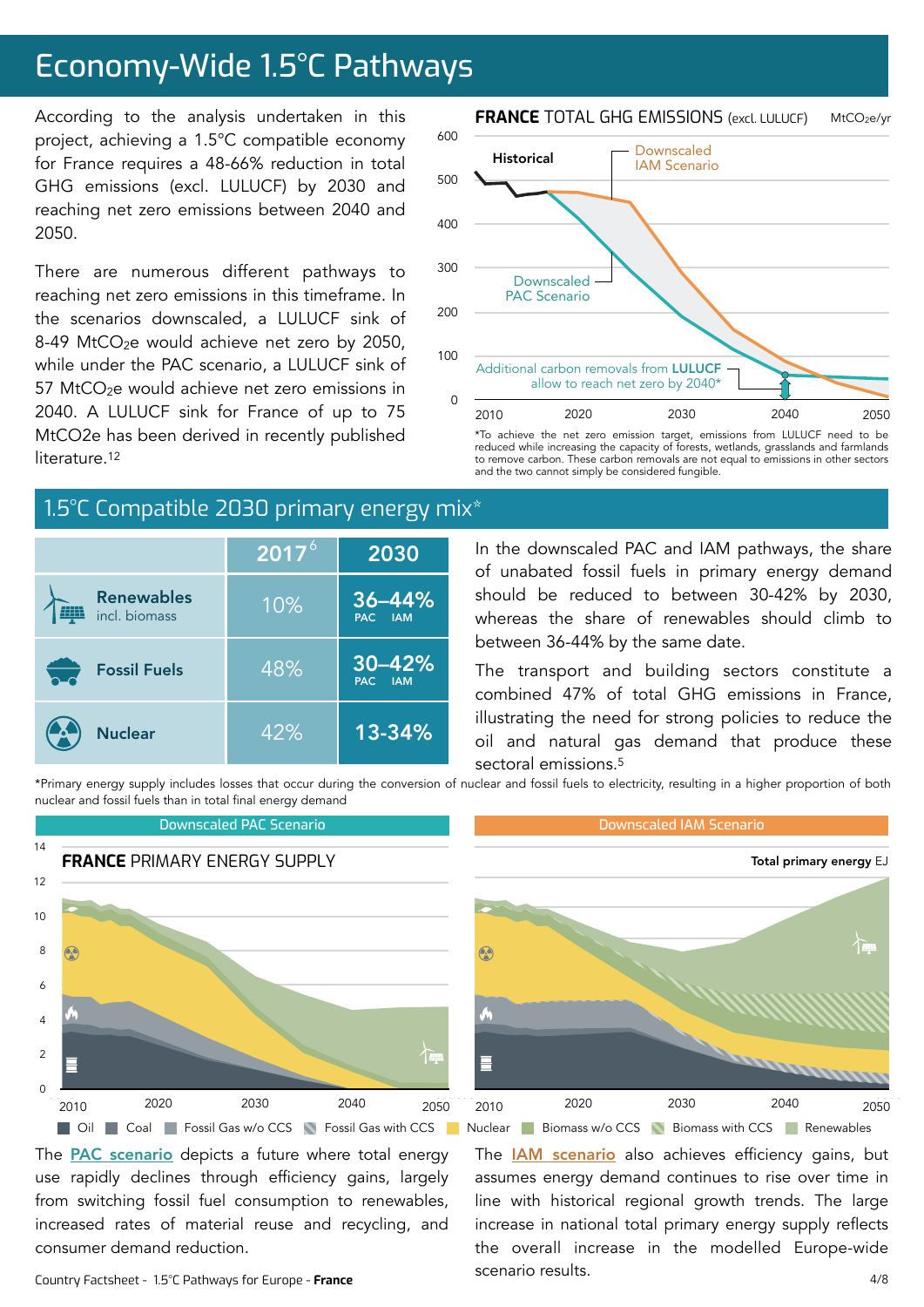# Economy-Wide 1.5°C Pathways

According to the analysis undertaken in this project, achieving a 1.5°C compatible economy for France requires a 48-66% reduction in total GHG emissions (excl. LULUCF) by 2030 and reaching net zero emissions between 2040 and 2050.

There are numerous different pathways to reaching net zero emissions in this timeframe. In the scenarios downscaled, a LULUCF sink of 8-49 $MtCO_2e$ would achieve net zero by 2050, while under the PAC scenario, a LULUCF sink of 57 $MtCO_2e$ would achieve net zero emissions in 2040. A LULUCF sink for France of up to 75 $MtCO_2e$ has been derived in recently published literature.[12]

**FRANCE** TOTAL GHG EMISSIONS (excl. LULUCF) $MtCO_2e$/yr

Historical · Downscaled IAM Scenario · Downscaled PAC Scenario

Additional carbon removals from **LULUCF** allow to reach net zero by 2040*

*To achieve the net zero emission target, emissions from LULUCF need to be reduced while increasing the capacity of forests, wetlands, grasslands and farmlands to remove carbon. These carbon removals are not equal to emissions in other sectors and the two cannot simply be considered fungible.

## 1.5°C Compatible 2030 primary energy mix*

| | 2017[6] | 2030 |
|---|---|---|
| **Renewables** incl. biomass | 10% | **36–44%** (PAC – IAM) |
| **Fossil Fuels** | 48% | **30–42%** (PAC – IAM) |
| **Nuclear** | 42% | **13-34%** |

In the downscaled PAC and IAM pathways, the share of unabated fossil fuels in primary energy demand should be reduced to between 30-42% by 2030, whereas the share of renewables should climb to between 36-44% by the same date.

The transport and building sectors constitute a combined 47% of total GHG emissions in France, illustrating the need for strong policies to reduce the oil and natural gas demand that produce these sectoral emissions.[5]

*Primary energy supply includes losses that occur during the conversion of nuclear and fossil fuels to electricity, resulting in a higher proportion of both nuclear and fossil fuels than in total final energy demand

**FRANCE** PRIMARY ENERGY SUPPLY — Downscaled PAC Scenario / Downscaled IAM Scenario — Total primary energy EJ

Oil · Coal · Fossil Gas w/o CCS · Fossil Gas with CCS · Nuclear · Biomass w/o CCS · Biomass with CCS · Renewables

The PAC scenario depicts a future where total energy use rapidly declines through efficiency gains, largely from switching fossil fuel consumption to renewables, increased rates of material reuse and recycling, and consumer demand reduction.

The IAM scenario also achieves efficiency gains, but assumes energy demand continues to rise over time in line with historical regional growth trends. The large increase in national total primary energy supply reflects the overall increase in the modelled Europe-wide scenario results.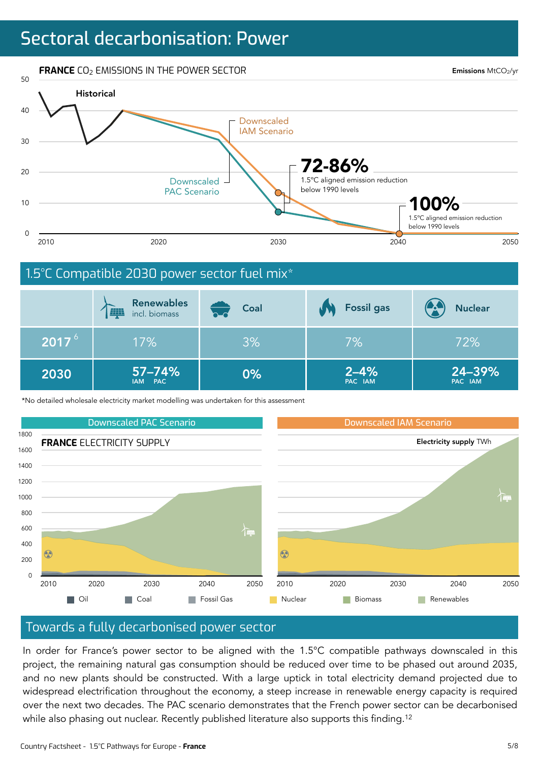# Sectoral decarbonisation: Power

**FRANCE** $CO_2$ EMISSIONS IN THE POWER SECTOR

Emissions $MtCO_2$/yr

Historical

Downscaled IAM Scenario

Downscaled PAC Scenario

**72-86%** 1.5°C aligned emission reduction below 1990 levels

**100%** 1.5°C aligned emission reduction below 1990 levels

## 1.5°C Compatible 2030 power sector fuel mix*

| | Renewables incl. biomass | Coal | Fossil gas | Nuclear |
|---|---|---|---|---|
| 2017[6] | 17% | 3% | 7% | 72% |
| 2030 | 57–74% (IAM – PAC) | 0% | 2–4% (PAC – IAM) | 24–39% (PAC – IAM) |

*No detailed wholesale electricity market modelling was undertaken for this assessment

Downscaled PAC Scenario | Downscaled IAM Scenario

**FRANCE** ELECTRICITY SUPPLY

Electricity supply TWh

Oil | Coal | Fossil Gas | Nuclear | Biomass | Renewables

## Towards a fully decarbonised power sector

In order for France's power sector to be aligned with the 1.5°C compatible pathways downscaled in this project, the remaining natural gas consumption should be reduced over time to be phased out around 2035, and no new plants should be constructed. With a large uptick in total electricity demand projected due to widespread electrification throughout the economy, a steep increase in renewable energy capacity is required over the next two decades. The PAC scenario demonstrates that the French power sector can be decarbonised while also phasing out nuclear. Recently published literature also supports this finding.[12]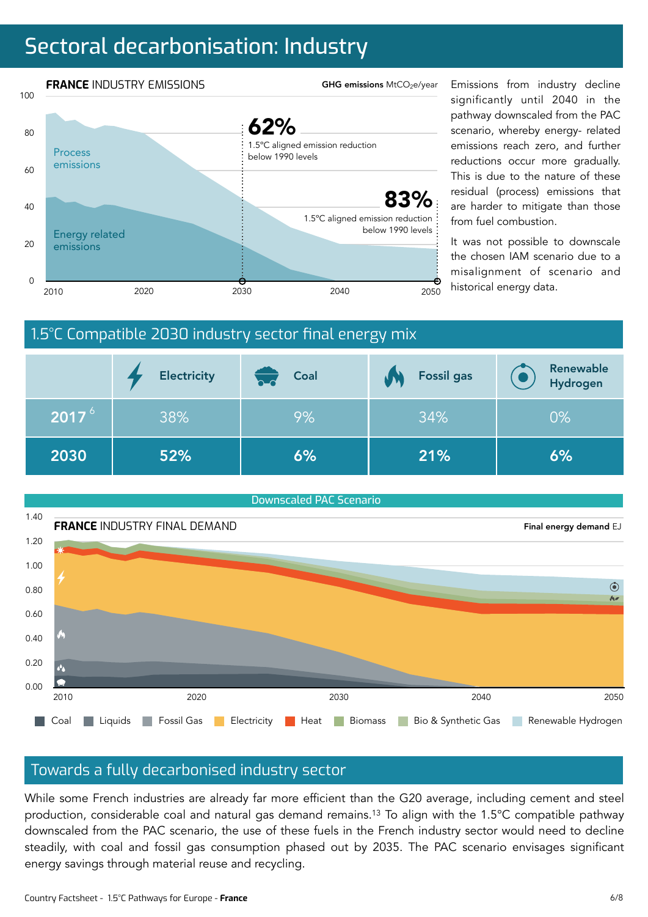# Sectoral decarbonisation: Industry

**FRANCE** INDUSTRY EMISSIONS

GHG emissions $MtCO_2e$/year

Emissions from industry decline significantly until 2040 in the pathway downscaled from the PAC scenario, whereby energy- related emissions reach zero, and further reductions occur more gradually. This is due to the nature of these residual (process) emissions that are harder to mitigate than those from fuel combustion.

It was not possible to downscale the chosen IAM scenario due to a misalignment of scenario and historical energy data.

## 1.5°C Compatible 2030 industry sector final energy mix

| | Electricity | Coal | Fossil gas | Renewable Hydrogen |
|---|---|---|---|---|
| 2017 [6] | 38% | 9% | 34% | 0% |
| 2030 | 52% | 6% | 21% | 6% |

Downscaled PAC Scenario

**FRANCE** INDUSTRY FINAL DEMAND

Final energy demand EJ

## Towards a fully decarbonised industry sector

While some French industries are already far more efficient than the G20 average, including cement and steel production, considerable coal and natural gas demand remains.[13] To align with the 1.5°C compatible pathway downscaled from the PAC scenario, the use of these fuels in the French industry sector would need to decline steadily, with coal and fossil gas consumption phased out by 2035. The PAC scenario envisages significant energy savings through material reuse and recycling.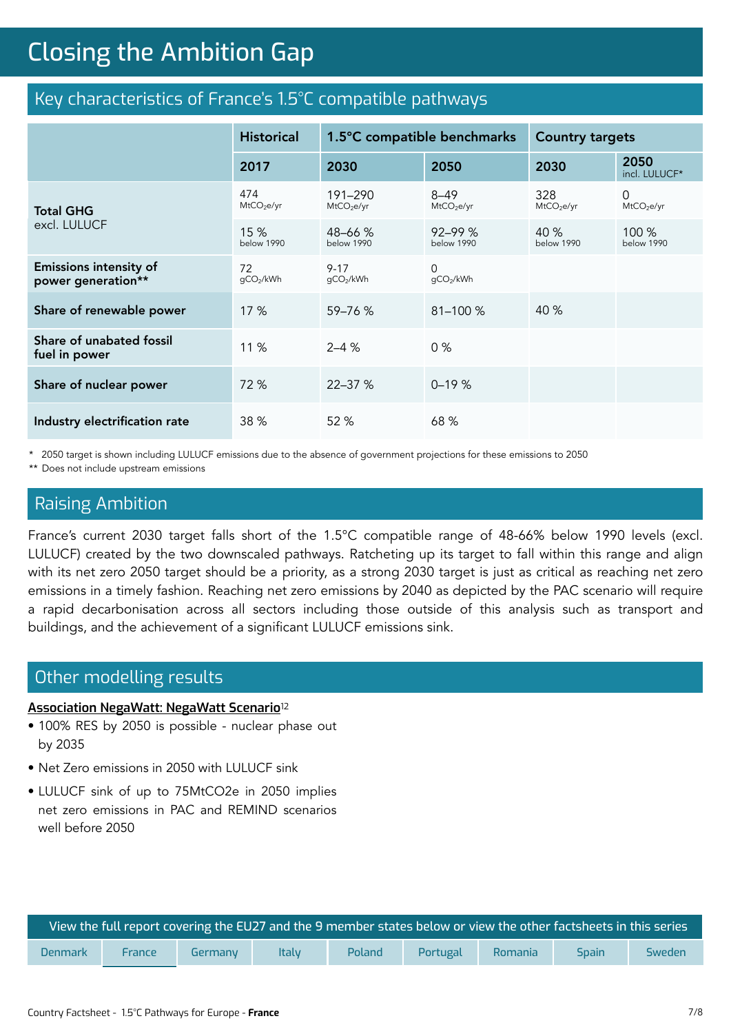# Closing the Ambition Gap

## Key characteristics of France's 1.5°C compatible pathways

| | Historical | 1.5°C compatible benchmarks | | Country targets | |
|---|---|---|---|---|---|
| | 2017 | 2030 | 2050 | 2030 | 2050 incl. LULUCF* |
| **Total GHG** excl. LULUCF | 474 $MtCO_2e/yr$ | 191–290 $MtCO_2e/yr$ | 8–49 $MtCO_2e/yr$ | 328 $MtCO_2e/yr$ | 0 $MtCO_2e/yr$ |
| | 15 % below 1990 | 48–66 % below 1990 | 92–99 % below 1990 | 40 % below 1990 | 100 % below 1990 |
| **Emissions intensity of power generation**** | 72 $gCO_2/kWh$ | 9-17 $gCO_2/kWh$ | 0 $gCO_2/kWh$ | | |
| **Share of renewable power** | 17 % | 59–76 % | 81–100 % | 40 % | |
| **Share of unabated fossil fuel in power** | 11 % | 2–4 % | 0 % | | |
| **Share of nuclear power** | 72 % | 22–37 % | 0–19 % | | |
| **Industry electrification rate** | 38 % | 52 % | 68 % | | |

* 2050 target is shown including LULUCF emissions due to the absence of government projections for these emissions to 2050

** Does not include upstream emissions

## Raising Ambition

France's current 2030 target falls short of the 1.5°C compatible range of 48-66% below 1990 levels (excl. LULUCF) created by the two downscaled pathways. Ratcheting up its target to fall within this range and align with its net zero 2050 target should be a priority, as a strong 2030 target is just as critical as reaching net zero emissions in a timely fashion. Reaching net zero emissions by 2040 as depicted by the PAC scenario will require a rapid decarbonisation across all sectors including those outside of this analysis such as transport and buildings, and the achievement of a significant LULUCF emissions sink.

## Other modelling results

**Association NegaWatt: NegaWatt Scenario**[12]

- 100% RES by 2050 is possible - nuclear phase out by 2035
- Net Zero emissions in 2050 with LULUCF sink
- LULUCF sink of up to 75MtCO2e in 2050 implies net zero emissions in PAC and REMIND scenarios well before 2050

View the full report covering the EU27 and the 9 member states below or view the other factsheets in this series

| Denmark | France | Germany | Italy | Poland | Portugal | Romania | Spain | Sweden |
|---|---|---|---|---|---|---|---|---|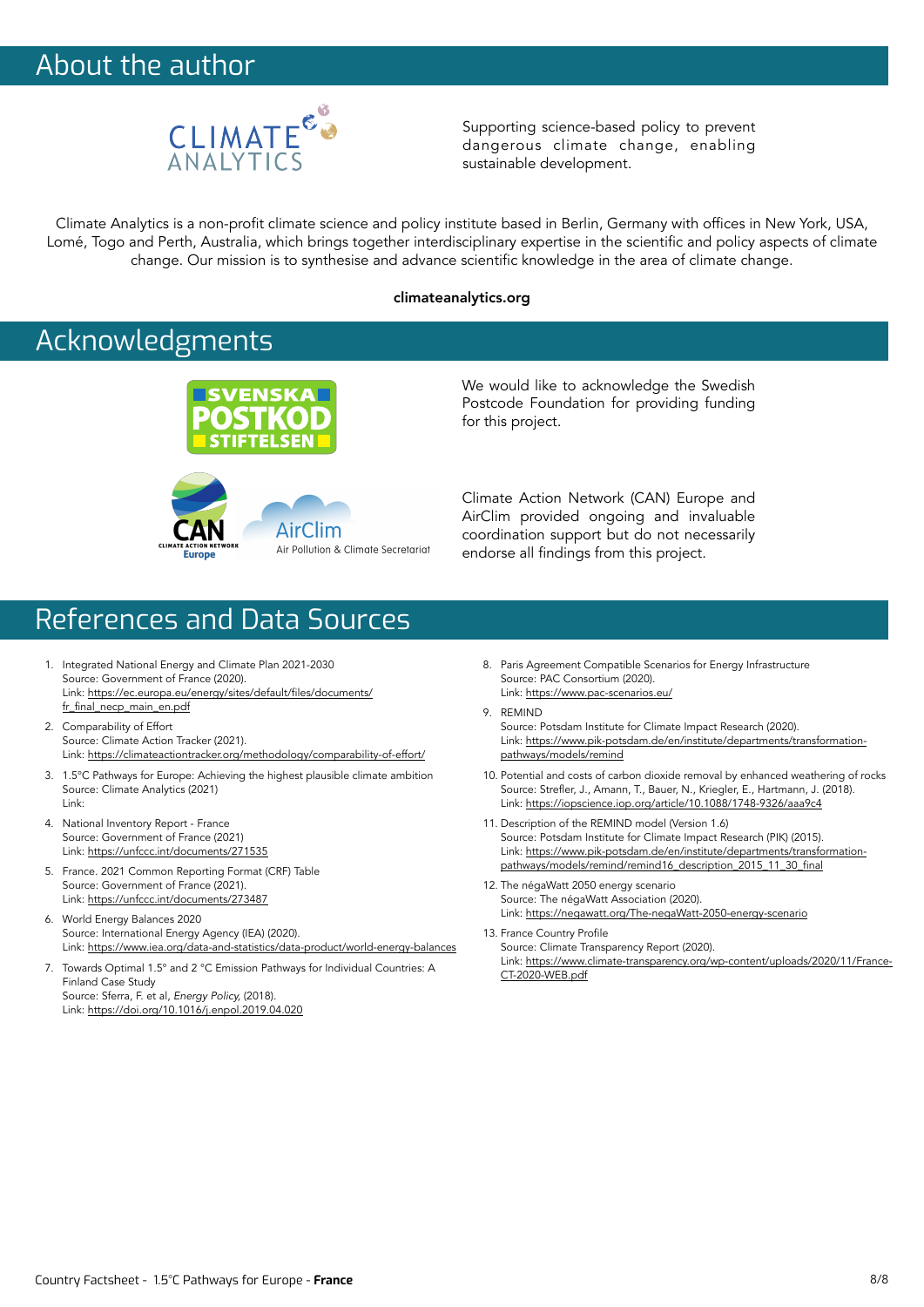# About the author

Supporting science-based policy to prevent dangerous climate change, enabling sustainable development.

Climate Analytics is a non-profit climate science and policy institute based in Berlin, Germany with offices in New York, USA, Lomé, Togo and Perth, Australia, which brings together interdisciplinary expertise in the scientific and policy aspects of climate change. Our mission is to synthesise and advance scientific knowledge in the area of climate change.

**climateanalytics.org**

# Acknowledgments

We would like to acknowledge the Swedish Postcode Foundation for providing funding for this project.

Climate Action Network (CAN) Europe and AirClim provided ongoing and invaluable coordination support but do not necessarily endorse all findings from this project.

# References and Data Sources

1. Integrated National Energy and Climate Plan 2021-2030
   Source: Government of France (2020).
   Link: https://ec.europa.eu/energy/sites/default/files/documents/fr_final_necp_main_en.pdf
2. Comparability of Effort
   Source: Climate Action Tracker (2021).
   Link: https://climateactiontracker.org/methodology/comparability-of-effort/
3. 1.5°C Pathways for Europe: Achieving the highest plausible climate ambition
   Source: Climate Analytics (2021)
   Link:
4. National Inventory Report - France
   Source: Government of France (2021)
   Link: https://unfccc.int/documents/271535
5. France. 2021 Common Reporting Format (CRF) Table
   Source: Government of France (2021).
   Link: https://unfccc.int/documents/273487
6. World Energy Balances 2020
   Source: International Energy Agency (IEA) (2020).
   Link: https://www.iea.org/data-and-statistics/data-product/world-energy-balances
7. Towards Optimal 1.5° and 2 °C Emission Pathways for Individual Countries: A Finland Case Study
   Source: Sferra, F. et al, *Energy Policy*, (2018).
   Link: https://doi.org/10.1016/j.enpol.2019.04.020
8. Paris Agreement Compatible Scenarios for Energy Infrastructure
   Source: PAC Consortium (2020).
   Link: https://www.pac-scenarios.eu/
9. REMIND
   Source: Potsdam Institute for Climate Impact Research (2020).
   Link: https://www.pik-potsdam.de/en/institute/departments/transformation-pathways/models/remind
10. Potential and costs of carbon dioxide removal by enhanced weathering of rocks
    Source: Strefler, J., Amann, T., Bauer, N., Kriegler, E., Hartmann, J. (2018).
    Link: https://iopscience.iop.org/article/10.1088/1748-9326/aaa9c4
11. Description of the REMIND model (Version 1.6)
    Source: Potsdam Institute for Climate Impact Research (PIK) (2015).
    Link: https://www.pik-potsdam.de/en/institute/departments/transformation-pathways/models/remind/remind16_description_2015_11_30_final
12. The négaWatt 2050 energy scenario
    Source: The négaWatt Association (2020).
    Link: https://negawatt.org/The-negaWatt-2050-energy-scenario
13. France Country Profile
    Source: Climate Transparency Report (2020).
    Link: https://www.climate-transparency.org/wp-content/uploads/2020/11/France-CT-2020-WEB.pdf